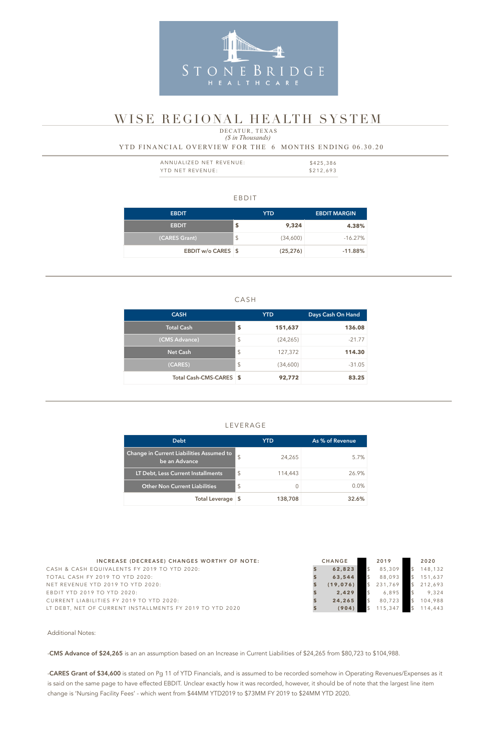STONEBRIDGE HEALTHCARE

# WISE REGIONAL HEALTH SYSTEM

DECATUR, TEXAS

*($ in Thousands)*

YTD FINANCIAL OVERVIEW FOR THE 6 MONTHS ENDING 06.30.20

| | |
|---|---|
| ANNUALIZED NET REVENUE: | $425,386 |
| YTD NET REVENUE: | $212,693 |

## EBDIT

| EBDIT | YTD | | EBDIT MARGIN |
|---|---|---|---|
| **EBDIT** | **$** | **9,324** | **4.38%** |
| (CARES Grant) | $ | (34,600) | -16.27% |
| **EBDIT w/o CARES** | **$** | **(25,276)** | **-11.88%** |

## CASH

| CASH | YTD | | Days Cash On Hand |
|---|---|---|---|
| **Total Cash** | **$** | **151,637** | **136.08** |
| (CMS Advance) | $ | (24,265) | -21.77 |
| Net Cash | $ | 127,372 | **114.30** |
| (CARES) | $ | (34,600) | -31.05 |
| **Total Cash-CMS-CARES** | **$** | **92,772** | **83.25** |

## LEVERAGE

| Debt | YTD | | As % of Revenue |
|---|---|---|---|
| Change in Current Liabilities Assumed to be an Advance | $ | 24,265 | 5.7% |
| LT Debt, Less Current Installments | $ | 114,443 | 26.9% |
| Other Non Current Liabilities | $ | 0 | 0.0% |
| **Total Leverage** | **$** | **138,708** | **32.6%** |

| INCREASE (DECREASE) CHANGES WORTHY OF NOTE: | CHANGE | 2019 | 2020 |
|---|---|---|---|
| CASH & CASH EQUIVALENTS FY 2019 TO YTD 2020: | **$ 62,823** | $ 85,309 | $ 148,132 |
| TOTAL CASH FY 2019 TO YTD 2020: | **$ 63,544** | $ 88,093 | $ 151,637 |
| NET REVENUE YTD 2019 TO YTD 2020: | **$ (19,076)** | $ 231,769 | $ 212,693 |
| EBDIT YTD 2019 TO YTD 2020: | **$ 2,429** | $ 6,895 | $ 9,324 |
| CURRENT LIABILITIES FY 2019 TO YTD 2020: | **$ 24,265** | $ 80,723 | $ 104,988 |
| LT DEBT, NET OF CURRENT INSTALLMENTS FY 2019 TO YTD 2020 | **$ (904)** | $ 115,347 | $ 114,443 |

Additional Notes:

-**CMS Advance of $24,265** is an an assumption based on an Increase in Current Liabilities of $24,265 from $80,723 to $104,988.

-**CARES Grant of $34,600** is stated on Pg 11 of YTD Financials, and is assumed to be recorded somehow in Operating Revenues/Expenses as it is said on the same page to have effected EBDIT. Unclear exactly how it was recorded, however, it should be of note that the largest line item change is 'Nursing Facility Fees' - which went from $44MM YTD2019 to $73MM FY 2019 to $24MM YTD 2020.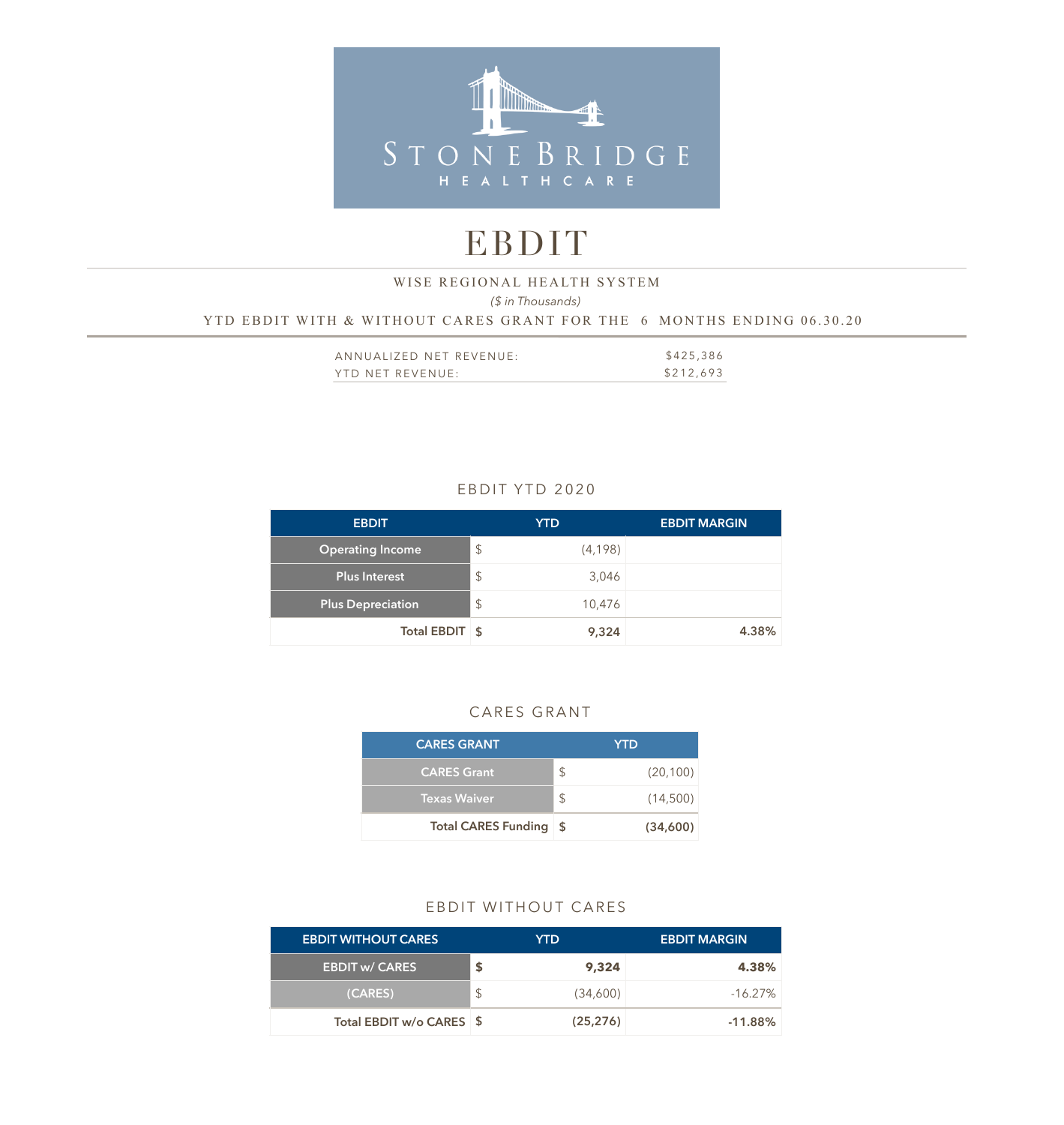STONEBRIDGE HEALTHCARE

# EBDIT

WISE REGIONAL HEALTH SYSTEM

*($ in Thousands)*

YTD EBDIT WITH & WITHOUT CARES GRANT FOR THE 6 MONTHS ENDING 06.30.20

| | |
|---|---|
| ANNUALIZED NET REVENUE: | $425,386 |
| YTD NET REVENUE: | $212,693 |

## EBDIT YTD 2020

| EBDIT | | YTD | EBDIT MARGIN |
|---|---|---|---|
| Operating Income | $ | (4,198) | |
| Plus Interest | $ | 3,046 | |
| Plus Depreciation | $ | 10,476 | |
| **Total EBDIT** | **$** | **9,324** | **4.38%** |

## CARES GRANT

| CARES GRANT | | YTD |
|---|---|---|
| CARES Grant | $ | (20,100) |
| Texas Waiver | $ | (14,500) |
| **Total CARES Funding** | **$** | **(34,600)** |

## EBDIT WITHOUT CARES

| EBDIT WITHOUT CARES | | YTD | EBDIT MARGIN |
|---|---|---|---|
| **EBDIT w/ CARES** | **$** | **9,324** | **4.38%** |
| (CARES) | $ | (34,600) | -16.27% |
| **Total EBDIT w/o CARES** | **$** | **(25,276)** | **-11.88%** |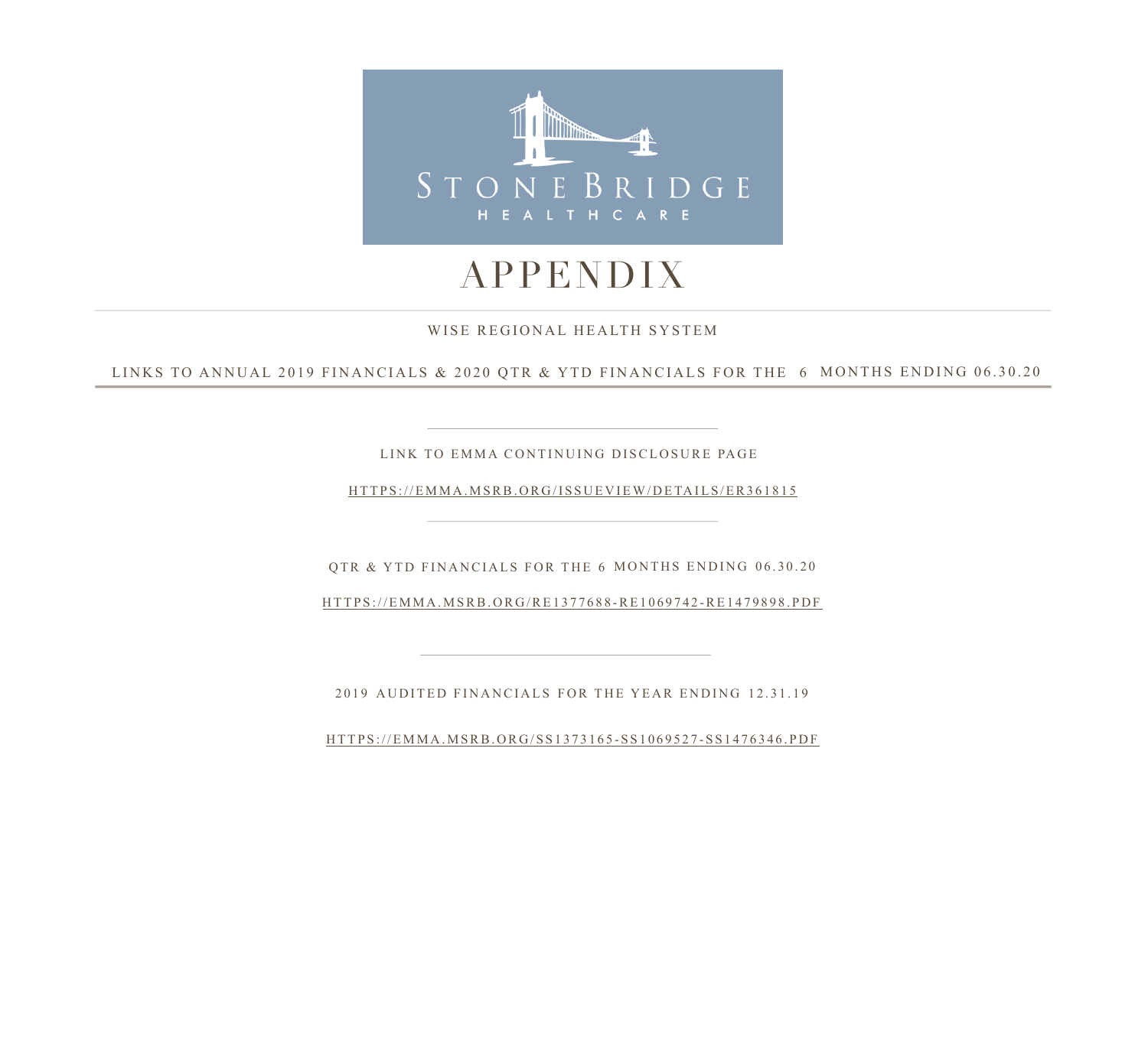STONE BRIDGE

HEALTHCARE

# APPENDIX

WISE REGIONAL HEALTH SYSTEM

LINKS TO ANNUAL 2019 FINANCIALS & 2020 QTR & YTD FINANCIALS FOR THE 6 MONTHS ENDING 06.30.20

---

LINK TO EMMA CONTINUING DISCLOSURE PAGE

HTTPS://EMMA.MSRB.ORG/ISSUEVIEW/DETAILS/ER361815

---

QTR & YTD FINANCIALS FOR THE 6 MONTHS ENDING 06.30.20

HTTPS://EMMA.MSRB.ORG/RE1377688-RE1069742-RE1479898.PDF

---

2019 AUDITED FINANCIALS FOR THE YEAR ENDING 12.31.19

HTTPS://EMMA.MSRB.ORG/SS1373165-SS1069527-SS1476346.PDF